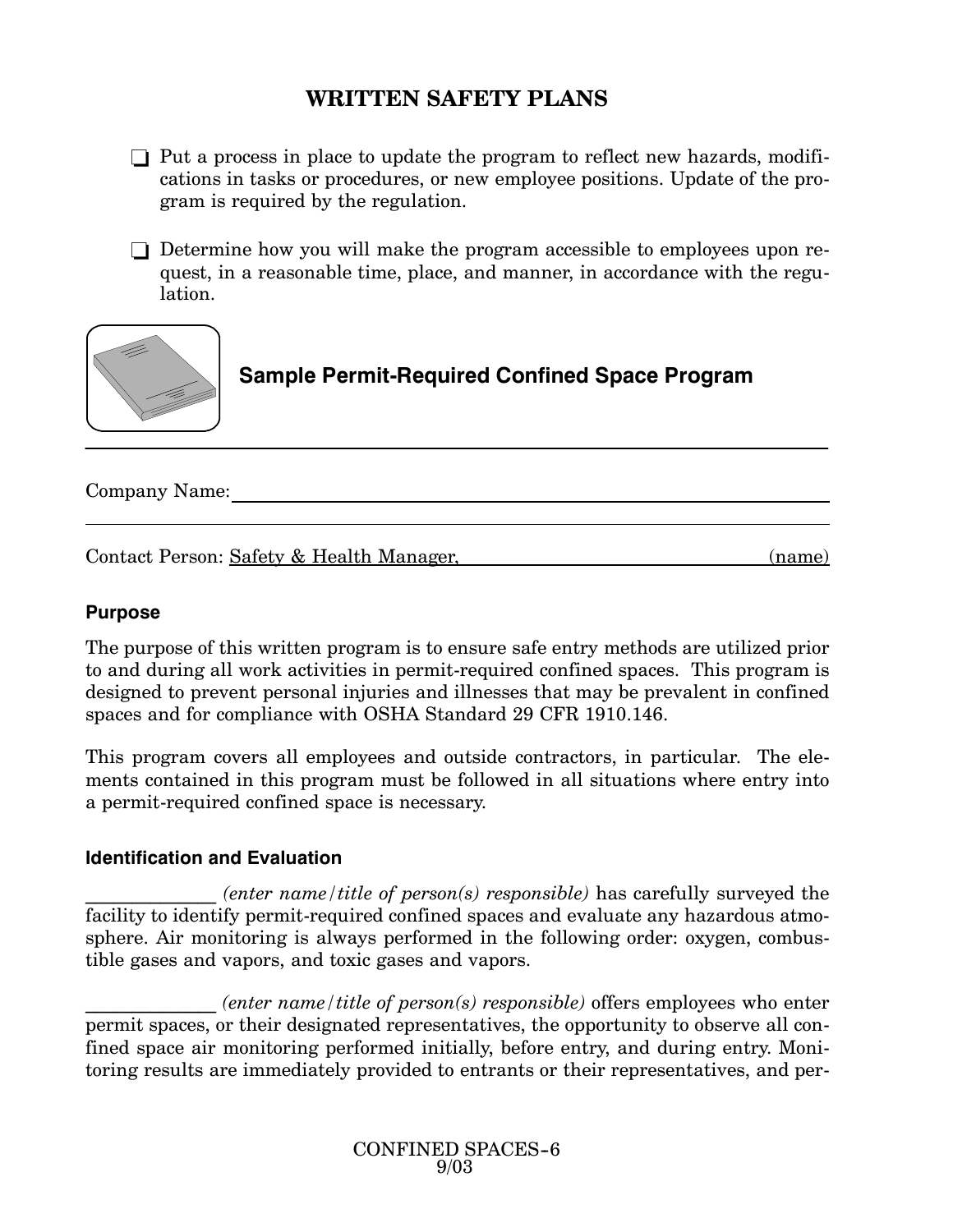# WRITTEN SAFETY PLANS

- ❑ Put a process in place to update the program to reflect new hazards, modifications in tasks or procedures, or new employee positions. Update of the program is required by the regulation.
- ❑ Determine how you will make the program accessible to employees upon request, in a reasonable time, place, and manner, in accordance with the regulation.

## Sample Permit-Required Confined Space Program

Company Name: ______________________________________________

Contact Person: Safety & Health Manager, _____________________________ (name)

### Purpose

The purpose of this written program is to ensure safe entry methods are utilized prior to and during all work activities in permit-required confined spaces. This program is designed to prevent personal injuries and illnesses that may be prevalent in confined spaces and for compliance with OSHA Standard 29 CFR 1910.146.

This program covers all employees and outside contractors, in particular. The elements contained in this program must be followed in all situations where entry into a permit-required confined space is necessary.

### Identification and Evaluation

_____________ *(enter name/title of person(s) responsible)* has carefully surveyed the facility to identify permit-required confined spaces and evaluate any hazardous atmosphere. Air monitoring is always performed in the following order: oxygen, combustible gases and vapors, and toxic gases and vapors.

_____________ *(enter name/title of person(s) responsible)* offers employees who enter permit spaces, or their designated representatives, the opportunity to observe all confined space air monitoring performed initially, before entry, and during entry. Monitoring results are immediately provided to entrants or their representatives, and per-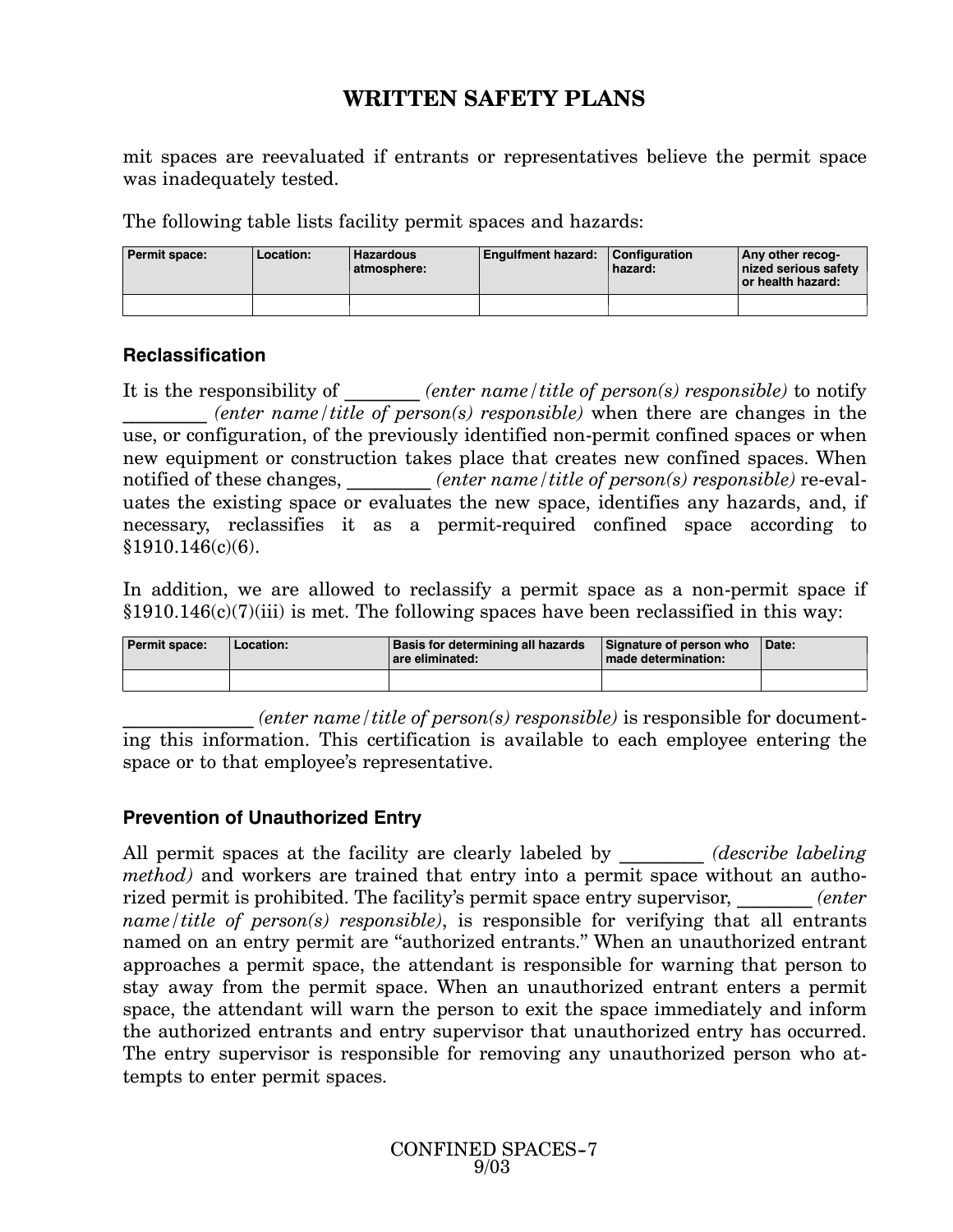mit spaces are reevaluated if entrants or representatives believe the permit space was inadequately tested.

The following table lists facility permit spaces and hazards:

| Permit space: | Location: | Hazardous atmosphere: | Engulfment hazard: | Configuration hazard: | Any other recognized serious safety or health hazard: |
|---|---|---|---|---|---|
| | | | | | |

### Reclassification

It is the responsibility of ________ *(enter name/title of person(s) responsible)* to notify ________ *(enter name/title of person(s) responsible)* when there are changes in the use, or configuration, of the previously identified non-permit confined spaces or when new equipment or construction takes place that creates new confined spaces. When notified of these changes, ________ *(enter name/title of person(s) responsible)* re-evaluates the existing space or evaluates the new space, identifies any hazards, and, if necessary, reclassifies it as a permit-required confined space according to §1910.146(c)(6).

In addition, we are allowed to reclassify a permit space as a non-permit space if §1910.146(c)(7)(iii) is met. The following spaces have been reclassified in this way:

| Permit space: | Location: | Basis for determining all hazards are eliminated: | Signature of person who made determination: | Date: |
|---|---|---|---|---|
| | | | | |

____________ *(enter name/title of person(s) responsible)* is responsible for documenting this information. This certification is available to each employee entering the space or to that employee's representative.

### Prevention of Unauthorized Entry

All permit spaces at the facility are clearly labeled by ________ *(describe labeling method)* and workers are trained that entry into a permit space without an authorized permit is prohibited. The facility's permit space entry supervisor, ________ *(enter name/title of person(s) responsible)*, is responsible for verifying that all entrants named on an entry permit are "authorized entrants." When an unauthorized entrant approaches a permit space, the attendant is responsible for warning that person to stay away from the permit space. When an unauthorized entrant enters a permit space, the attendant will warn the person to exit the space immediately and inform the authorized entrants and entry supervisor that unauthorized entry has occurred. The entry supervisor is responsible for removing any unauthorized person who attempts to enter permit spaces.